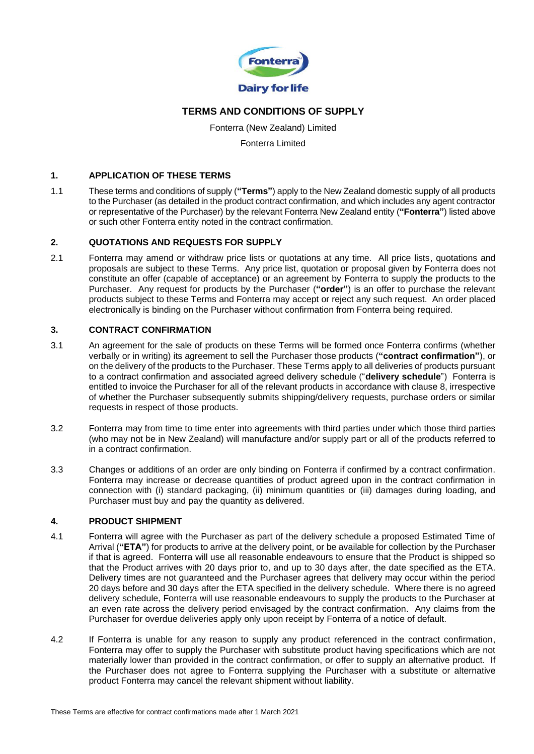# TERMS AND CONDITIONS OF SUPPLY

Fonterra (New Zealand) Limited

Fonterra Limited

## 1. APPLICATION OF THESE TERMS

1.1 These terms and conditions of supply (**"Terms"**) apply to the New Zealand domestic supply of all products to the Purchaser (as detailed in the product contract confirmation, and which includes any agent contractor or representative of the Purchaser) by the relevant Fonterra New Zealand entity (**"Fonterra"**) listed above or such other Fonterra entity noted in the contract confirmation.

## 2. QUOTATIONS AND REQUESTS FOR SUPPLY

2.1 Fonterra may amend or withdraw price lists or quotations at any time. All price lists, quotations and proposals are subject to these Terms. Any price list, quotation or proposal given by Fonterra does not constitute an offer (capable of acceptance) or an agreement by Fonterra to supply the products to the Purchaser. Any request for products by the Purchaser (**"order"**) is an offer to purchase the relevant products subject to these Terms and Fonterra may accept or reject any such request. An order placed electronically is binding on the Purchaser without confirmation from Fonterra being required.

## 3. CONTRACT CONFIRMATION

3.1 An agreement for the sale of products on these Terms will be formed once Fonterra confirms (whether verbally or in writing) its agreement to sell the Purchaser those products (**"contract confirmation"**), or on the delivery of the products to the Purchaser. These Terms apply to all deliveries of products pursuant to a contract confirmation and associated agreed delivery schedule ("**delivery schedule**") Fonterra is entitled to invoice the Purchaser for all of the relevant products in accordance with clause 8, irrespective of whether the Purchaser subsequently submits shipping/delivery requests, purchase orders or similar requests in respect of those products.

3.2 Fonterra may from time to time enter into agreements with third parties under which those third parties (who may not be in New Zealand) will manufacture and/or supply part or all of the products referred to in a contract confirmation.

3.3 Changes or additions of an order are only binding on Fonterra if confirmed by a contract confirmation. Fonterra may increase or decrease quantities of product agreed upon in the contract confirmation in connection with (i) standard packaging, (ii) minimum quantities or (iii) damages during loading, and Purchaser must buy and pay the quantity as delivered.

## 4. PRODUCT SHIPMENT

4.1 Fonterra will agree with the Purchaser as part of the delivery schedule a proposed Estimated Time of Arrival (**"ETA"**) for products to arrive at the delivery point, or be available for collection by the Purchaser if that is agreed. Fonterra will use all reasonable endeavours to ensure that the Product is shipped so that the Product arrives with 20 days prior to, and up to 30 days after, the date specified as the ETA. Delivery times are not guaranteed and the Purchaser agrees that delivery may occur within the period 20 days before and 30 days after the ETA specified in the delivery schedule. Where there is no agreed delivery schedule, Fonterra will use reasonable endeavours to supply the products to the Purchaser at an even rate across the delivery period envisaged by the contract confirmation. Any claims from the Purchaser for overdue deliveries apply only upon receipt by Fonterra of a notice of default.

4.2 If Fonterra is unable for any reason to supply any product referenced in the contract confirmation, Fonterra may offer to supply the Purchaser with substitute product having specifications which are not materially lower than provided in the contract confirmation, or offer to supply an alternative product. If the Purchaser does not agree to Fonterra supplying the Purchaser with a substitute or alternative product Fonterra may cancel the relevant shipment without liability.

These Terms are effective for contract confirmations made after 1 March 2021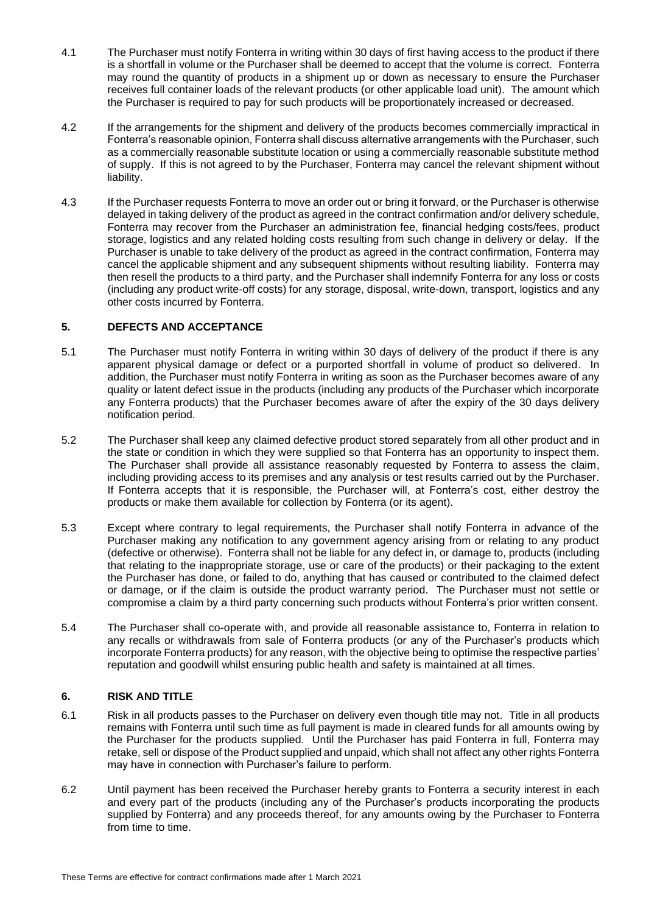4.1 The Purchaser must notify Fonterra in writing within 30 days of first having access to the product if there is a shortfall in volume or the Purchaser shall be deemed to accept that the volume is correct. Fonterra may round the quantity of products in a shipment up or down as necessary to ensure the Purchaser receives full container loads of the relevant products (or other applicable load unit). The amount which the Purchaser is required to pay for such products will be proportionately increased or decreased.

4.2 If the arrangements for the shipment and delivery of the products becomes commercially impractical in Fonterra's reasonable opinion, Fonterra shall discuss alternative arrangements with the Purchaser, such as a commercially reasonable substitute location or using a commercially reasonable substitute method of supply. If this is not agreed to by the Purchaser, Fonterra may cancel the relevant shipment without liability.

4.3 If the Purchaser requests Fonterra to move an order out or bring it forward, or the Purchaser is otherwise delayed in taking delivery of the product as agreed in the contract confirmation and/or delivery schedule, Fonterra may recover from the Purchaser an administration fee, financial hedging costs/fees, product storage, logistics and any related holding costs resulting from such change in delivery or delay. If the Purchaser is unable to take delivery of the product as agreed in the contract confirmation, Fonterra may cancel the applicable shipment and any subsequent shipments without resulting liability. Fonterra may then resell the products to a third party, and the Purchaser shall indemnify Fonterra for any loss or costs (including any product write-off costs) for any storage, disposal, write-down, transport, logistics and any other costs incurred by Fonterra.

## 5. DEFECTS AND ACCEPTANCE

5.1 The Purchaser must notify Fonterra in writing within 30 days of delivery of the product if there is any apparent physical damage or defect or a purported shortfall in volume of product so delivered. In addition, the Purchaser must notify Fonterra in writing as soon as the Purchaser becomes aware of any quality or latent defect issue in the products (including any products of the Purchaser which incorporate any Fonterra products) that the Purchaser becomes aware of after the expiry of the 30 days delivery notification period.

5.2 The Purchaser shall keep any claimed defective product stored separately from all other product and in the state or condition in which they were supplied so that Fonterra has an opportunity to inspect them. The Purchaser shall provide all assistance reasonably requested by Fonterra to assess the claim, including providing access to its premises and any analysis or test results carried out by the Purchaser. If Fonterra accepts that it is responsible, the Purchaser will, at Fonterra's cost, either destroy the products or make them available for collection by Fonterra (or its agent).

5.3 Except where contrary to legal requirements, the Purchaser shall notify Fonterra in advance of the Purchaser making any notification to any government agency arising from or relating to any product (defective or otherwise). Fonterra shall not be liable for any defect in, or damage to, products (including that relating to the inappropriate storage, use or care of the products) or their packaging to the extent the Purchaser has done, or failed to do, anything that has caused or contributed to the claimed defect or damage, or if the claim is outside the product warranty period. The Purchaser must not settle or compromise a claim by a third party concerning such products without Fonterra's prior written consent.

5.4 The Purchaser shall co-operate with, and provide all reasonable assistance to, Fonterra in relation to any recalls or withdrawals from sale of Fonterra products (or any of the Purchaser's products which incorporate Fonterra products) for any reason, with the objective being to optimise the respective parties' reputation and goodwill whilst ensuring public health and safety is maintained at all times.

## 6. RISK AND TITLE

6.1 Risk in all products passes to the Purchaser on delivery even though title may not. Title in all products remains with Fonterra until such time as full payment is made in cleared funds for all amounts owing by the Purchaser for the products supplied. Until the Purchaser has paid Fonterra in full, Fonterra may retake, sell or dispose of the Product supplied and unpaid, which shall not affect any other rights Fonterra may have in connection with Purchaser's failure to perform.

6.2 Until payment has been received the Purchaser hereby grants to Fonterra a security interest in each and every part of the products (including any of the Purchaser's products incorporating the products supplied by Fonterra) and any proceeds thereof, for any amounts owing by the Purchaser to Fonterra from time to time.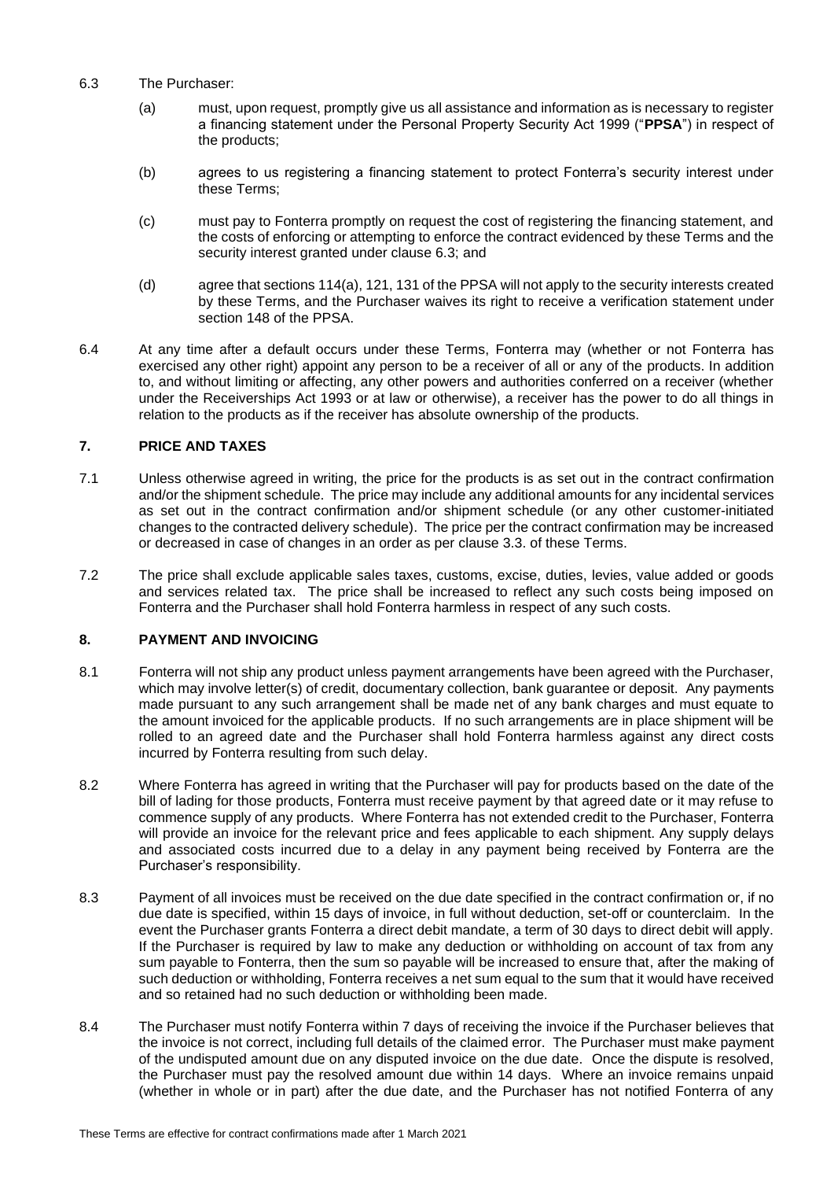6.3 The Purchaser:

(a) must, upon request, promptly give us all assistance and information as is necessary to register a financing statement under the Personal Property Security Act 1999 ("**PPSA**") in respect of the products;

(b) agrees to us registering a financing statement to protect Fonterra's security interest under these Terms;

(c) must pay to Fonterra promptly on request the cost of registering the financing statement, and the costs of enforcing or attempting to enforce the contract evidenced by these Terms and the security interest granted under clause 6.3; and

(d) agree that sections 114(a), 121, 131 of the PPSA will not apply to the security interests created by these Terms, and the Purchaser waives its right to receive a verification statement under section 148 of the PPSA.

6.4 At any time after a default occurs under these Terms, Fonterra may (whether or not Fonterra has exercised any other right) appoint any person to be a receiver of all or any of the products. In addition to, and without limiting or affecting, any other powers and authorities conferred on a receiver (whether under the Receiverships Act 1993 or at law or otherwise), a receiver has the power to do all things in relation to the products as if the receiver has absolute ownership of the products.

## 7. PRICE AND TAXES

7.1 Unless otherwise agreed in writing, the price for the products is as set out in the contract confirmation and/or the shipment schedule. The price may include any additional amounts for any incidental services as set out in the contract confirmation and/or shipment schedule (or any other customer-initiated changes to the contracted delivery schedule). The price per the contract confirmation may be increased or decreased in case of changes in an order as per clause 3.3. of these Terms.

7.2 The price shall exclude applicable sales taxes, customs, excise, duties, levies, value added or goods and services related tax. The price shall be increased to reflect any such costs being imposed on Fonterra and the Purchaser shall hold Fonterra harmless in respect of any such costs.

## 8. PAYMENT AND INVOICING

8.1 Fonterra will not ship any product unless payment arrangements have been agreed with the Purchaser, which may involve letter(s) of credit, documentary collection, bank guarantee or deposit. Any payments made pursuant to any such arrangement shall be made net of any bank charges and must equate to the amount invoiced for the applicable products. If no such arrangements are in place shipment will be rolled to an agreed date and the Purchaser shall hold Fonterra harmless against any direct costs incurred by Fonterra resulting from such delay.

8.2 Where Fonterra has agreed in writing that the Purchaser will pay for products based on the date of the bill of lading for those products, Fonterra must receive payment by that agreed date or it may refuse to commence supply of any products. Where Fonterra has not extended credit to the Purchaser, Fonterra will provide an invoice for the relevant price and fees applicable to each shipment. Any supply delays and associated costs incurred due to a delay in any payment being received by Fonterra are the Purchaser's responsibility.

8.3 Payment of all invoices must be received on the due date specified in the contract confirmation or, if no due date is specified, within 15 days of invoice, in full without deduction, set-off or counterclaim. In the event the Purchaser grants Fonterra a direct debit mandate, a term of 30 days to direct debit will apply. If the Purchaser is required by law to make any deduction or withholding on account of tax from any sum payable to Fonterra, then the sum so payable will be increased to ensure that, after the making of such deduction or withholding, Fonterra receives a net sum equal to the sum that it would have received and so retained had no such deduction or withholding been made.

8.4 The Purchaser must notify Fonterra within 7 days of receiving the invoice if the Purchaser believes that the invoice is not correct, including full details of the claimed error. The Purchaser must make payment of the undisputed amount due on any disputed invoice on the due date. Once the dispute is resolved, the Purchaser must pay the resolved amount due within 14 days. Where an invoice remains unpaid (whether in whole or in part) after the due date, and the Purchaser has not notified Fonterra of any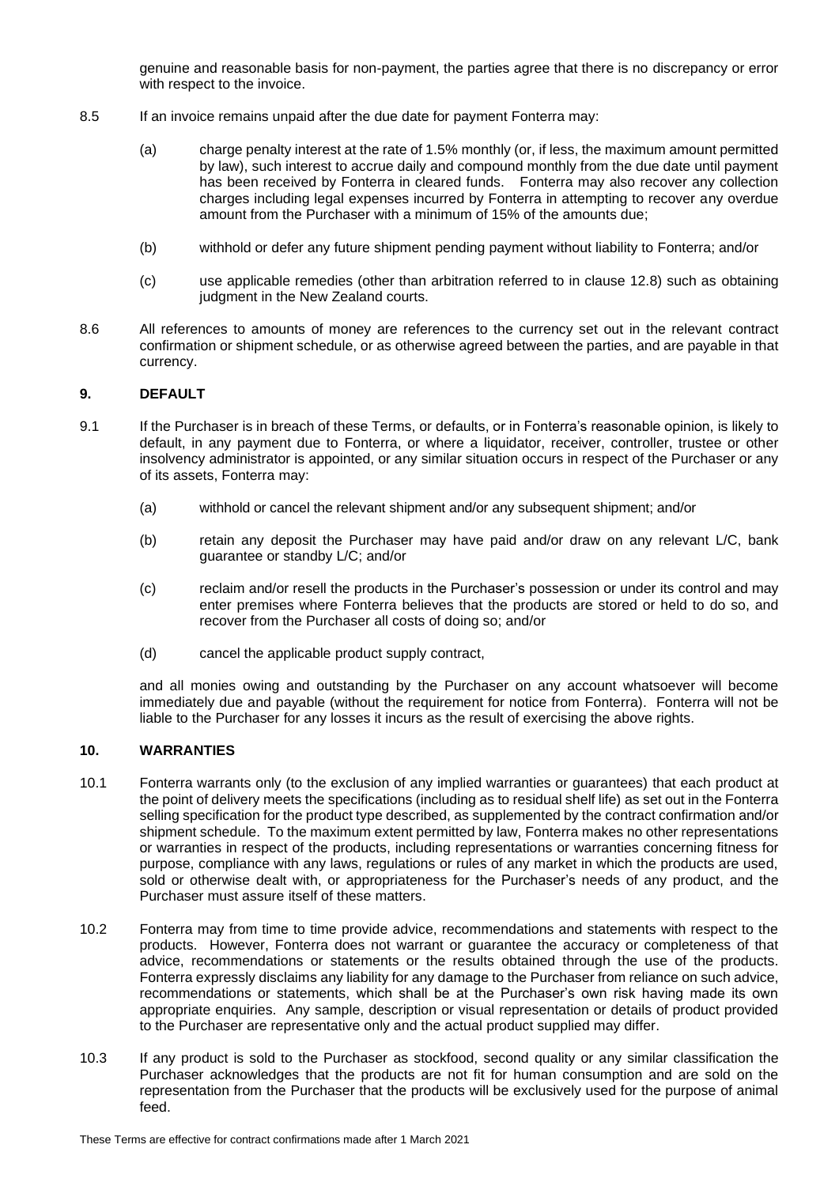genuine and reasonable basis for non-payment, the parties agree that there is no discrepancy or error with respect to the invoice.

8.5 If an invoice remains unpaid after the due date for payment Fonterra may:

(a) charge penalty interest at the rate of 1.5% monthly (or, if less, the maximum amount permitted by law), such interest to accrue daily and compound monthly from the due date until payment has been received by Fonterra in cleared funds. Fonterra may also recover any collection charges including legal expenses incurred by Fonterra in attempting to recover any overdue amount from the Purchaser with a minimum of 15% of the amounts due;

(b) withhold or defer any future shipment pending payment without liability to Fonterra; and/or

(c) use applicable remedies (other than arbitration referred to in clause 12.8) such as obtaining judgment in the New Zealand courts.

8.6 All references to amounts of money are references to the currency set out in the relevant contract confirmation or shipment schedule, or as otherwise agreed between the parties, and are payable in that currency.

## 9. DEFAULT

9.1 If the Purchaser is in breach of these Terms, or defaults, or in Fonterra's reasonable opinion, is likely to default, in any payment due to Fonterra, or where a liquidator, receiver, controller, trustee or other insolvency administrator is appointed, or any similar situation occurs in respect of the Purchaser or any of its assets, Fonterra may:

(a) withhold or cancel the relevant shipment and/or any subsequent shipment; and/or

(b) retain any deposit the Purchaser may have paid and/or draw on any relevant L/C, bank guarantee or standby L/C; and/or

(c) reclaim and/or resell the products in the Purchaser's possession or under its control and may enter premises where Fonterra believes that the products are stored or held to do so, and recover from the Purchaser all costs of doing so; and/or

(d) cancel the applicable product supply contract,

and all monies owing and outstanding by the Purchaser on any account whatsoever will become immediately due and payable (without the requirement for notice from Fonterra). Fonterra will not be liable to the Purchaser for any losses it incurs as the result of exercising the above rights.

## 10. WARRANTIES

10.1 Fonterra warrants only (to the exclusion of any implied warranties or guarantees) that each product at the point of delivery meets the specifications (including as to residual shelf life) as set out in the Fonterra selling specification for the product type described, as supplemented by the contract confirmation and/or shipment schedule. To the maximum extent permitted by law, Fonterra makes no other representations or warranties in respect of the products, including representations or warranties concerning fitness for purpose, compliance with any laws, regulations or rules of any market in which the products are used, sold or otherwise dealt with, or appropriateness for the Purchaser's needs of any product, and the Purchaser must assure itself of these matters.

10.2 Fonterra may from time to time provide advice, recommendations and statements with respect to the products. However, Fonterra does not warrant or guarantee the accuracy or completeness of that advice, recommendations or statements or the results obtained through the use of the products. Fonterra expressly disclaims any liability for any damage to the Purchaser from reliance on such advice, recommendations or statements, which shall be at the Purchaser's own risk having made its own appropriate enquiries. Any sample, description or visual representation or details of product provided to the Purchaser are representative only and the actual product supplied may differ.

10.3 If any product is sold to the Purchaser as stockfood, second quality or any similar classification the Purchaser acknowledges that the products are not fit for human consumption and are sold on the representation from the Purchaser that the products will be exclusively used for the purpose of animal feed.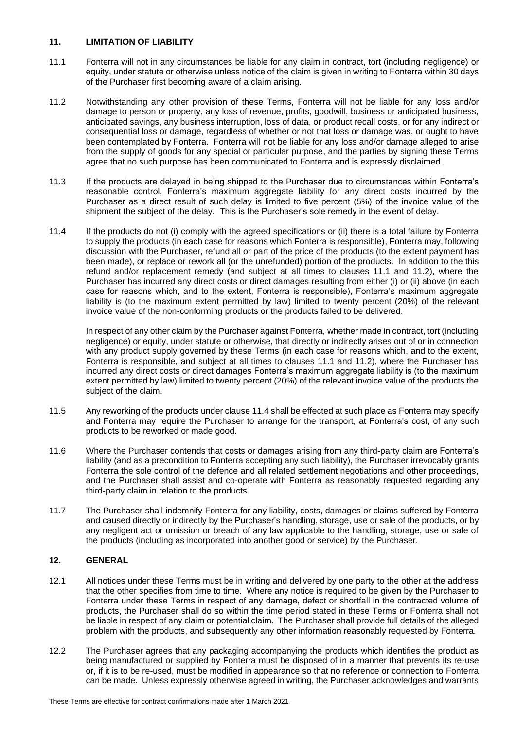## 11. LIMITATION OF LIABILITY

11.1 Fonterra will not in any circumstances be liable for any claim in contract, tort (including negligence) or equity, under statute or otherwise unless notice of the claim is given in writing to Fonterra within 30 days of the Purchaser first becoming aware of a claim arising.

11.2 Notwithstanding any other provision of these Terms, Fonterra will not be liable for any loss and/or damage to person or property, any loss of revenue, profits, goodwill, business or anticipated business, anticipated savings, any business interruption, loss of data, or product recall costs, or for any indirect or consequential loss or damage, regardless of whether or not that loss or damage was, or ought to have been contemplated by Fonterra. Fonterra will not be liable for any loss and/or damage alleged to arise from the supply of goods for any special or particular purpose, and the parties by signing these Terms agree that no such purpose has been communicated to Fonterra and is expressly disclaimed.

11.3 If the products are delayed in being shipped to the Purchaser due to circumstances within Fonterra's reasonable control, Fonterra's maximum aggregate liability for any direct costs incurred by the Purchaser as a direct result of such delay is limited to five percent (5%) of the invoice value of the shipment the subject of the delay. This is the Purchaser's sole remedy in the event of delay.

11.4 If the products do not (i) comply with the agreed specifications or (ii) there is a total failure by Fonterra to supply the products (in each case for reasons which Fonterra is responsible), Fonterra may, following discussion with the Purchaser, refund all or part of the price of the products (to the extent payment has been made), or replace or rework all (or the unrefunded) portion of the products. In addition to the this refund and/or replacement remedy (and subject at all times to clauses 11.1 and 11.2), where the Purchaser has incurred any direct costs or direct damages resulting from either (i) or (ii) above (in each case for reasons which, and to the extent, Fonterra is responsible), Fonterra's maximum aggregate liability is (to the maximum extent permitted by law) limited to twenty percent (20%) of the relevant invoice value of the non-conforming products or the products failed to be delivered.

In respect of any other claim by the Purchaser against Fonterra, whether made in contract, tort (including negligence) or equity, under statute or otherwise, that directly or indirectly arises out of or in connection with any product supply governed by these Terms (in each case for reasons which, and to the extent, Fonterra is responsible, and subject at all times to clauses 11.1 and 11.2), where the Purchaser has incurred any direct costs or direct damages Fonterra's maximum aggregate liability is (to the maximum extent permitted by law) limited to twenty percent (20%) of the relevant invoice value of the products the subject of the claim.

11.5 Any reworking of the products under clause 11.4 shall be effected at such place as Fonterra may specify and Fonterra may require the Purchaser to arrange for the transport, at Fonterra's cost, of any such products to be reworked or made good.

11.6 Where the Purchaser contends that costs or damages arising from any third-party claim are Fonterra's liability (and as a precondition to Fonterra accepting any such liability), the Purchaser irrevocably grants Fonterra the sole control of the defence and all related settlement negotiations and other proceedings, and the Purchaser shall assist and co-operate with Fonterra as reasonably requested regarding any third-party claim in relation to the products.

11.7 The Purchaser shall indemnify Fonterra for any liability, costs, damages or claims suffered by Fonterra and caused directly or indirectly by the Purchaser's handling, storage, use or sale of the products, or by any negligent act or omission or breach of any law applicable to the handling, storage, use or sale of the products (including as incorporated into another good or service) by the Purchaser.

## 12. GENERAL

12.1 All notices under these Terms must be in writing and delivered by one party to the other at the address that the other specifies from time to time. Where any notice is required to be given by the Purchaser to Fonterra under these Terms in respect of any damage, defect or shortfall in the contracted volume of products, the Purchaser shall do so within the time period stated in these Terms or Fonterra shall not be liable in respect of any claim or potential claim. The Purchaser shall provide full details of the alleged problem with the products, and subsequently any other information reasonably requested by Fonterra.

12.2 The Purchaser agrees that any packaging accompanying the products which identifies the product as being manufactured or supplied by Fonterra must be disposed of in a manner that prevents its re-use or, if it is to be re-used, must be modified in appearance so that no reference or connection to Fonterra can be made. Unless expressly otherwise agreed in writing, the Purchaser acknowledges and warrants

These Terms are effective for contract confirmations made after 1 March 2021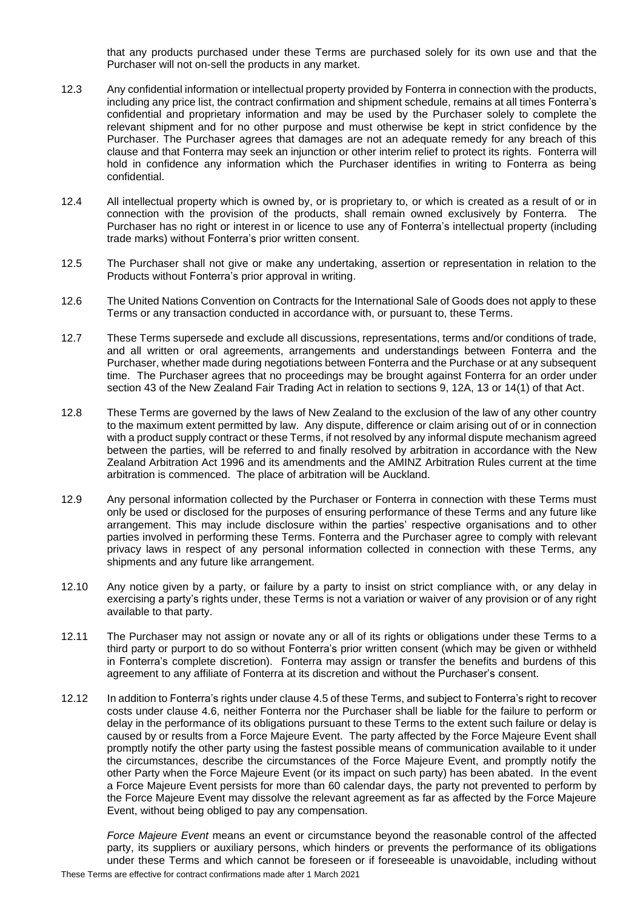that any products purchased under these Terms are purchased solely for its own use and that the Purchaser will not on-sell the products in any market.

12.3 Any confidential information or intellectual property provided by Fonterra in connection with the products, including any price list, the contract confirmation and shipment schedule, remains at all times Fonterra's confidential and proprietary information and may be used by the Purchaser solely to complete the relevant shipment and for no other purpose and must otherwise be kept in strict confidence by the Purchaser. The Purchaser agrees that damages are not an adequate remedy for any breach of this clause and that Fonterra may seek an injunction or other interim relief to protect its rights. Fonterra will hold in confidence any information which the Purchaser identifies in writing to Fonterra as being confidential.

12.4 All intellectual property which is owned by, or is proprietary to, or which is created as a result of or in connection with the provision of the products, shall remain owned exclusively by Fonterra. The Purchaser has no right or interest in or licence to use any of Fonterra's intellectual property (including trade marks) without Fonterra's prior written consent.

12.5 The Purchaser shall not give or make any undertaking, assertion or representation in relation to the Products without Fonterra's prior approval in writing.

12.6 The United Nations Convention on Contracts for the International Sale of Goods does not apply to these Terms or any transaction conducted in accordance with, or pursuant to, these Terms.

12.7 These Terms supersede and exclude all discussions, representations, terms and/or conditions of trade, and all written or oral agreements, arrangements and understandings between Fonterra and the Purchaser, whether made during negotiations between Fonterra and the Purchase or at any subsequent time. The Purchaser agrees that no proceedings may be brought against Fonterra for an order under section 43 of the New Zealand Fair Trading Act in relation to sections 9, 12A, 13 or 14(1) of that Act.

12.8 These Terms are governed by the laws of New Zealand to the exclusion of the law of any other country to the maximum extent permitted by law. Any dispute, difference or claim arising out of or in connection with a product supply contract or these Terms, if not resolved by any informal dispute mechanism agreed between the parties, will be referred to and finally resolved by arbitration in accordance with the New Zealand Arbitration Act 1996 and its amendments and the AMINZ Arbitration Rules current at the time arbitration is commenced. The place of arbitration will be Auckland.

12.9 Any personal information collected by the Purchaser or Fonterra in connection with these Terms must only be used or disclosed for the purposes of ensuring performance of these Terms and any future like arrangement. This may include disclosure within the parties' respective organisations and to other parties involved in performing these Terms. Fonterra and the Purchaser agree to comply with relevant privacy laws in respect of any personal information collected in connection with these Terms, any shipments and any future like arrangement.

12.10 Any notice given by a party, or failure by a party to insist on strict compliance with, or any delay in exercising a party's rights under, these Terms is not a variation or waiver of any provision or of any right available to that party.

12.11 The Purchaser may not assign or novate any or all of its rights or obligations under these Terms to a third party or purport to do so without Fonterra's prior written consent (which may be given or withheld in Fonterra's complete discretion). Fonterra may assign or transfer the benefits and burdens of this agreement to any affiliate of Fonterra at its discretion and without the Purchaser's consent.

12.12 In addition to Fonterra's rights under clause 4.5 of these Terms, and subject to Fonterra's right to recover costs under clause 4.6, neither Fonterra nor the Purchaser shall be liable for the failure to perform or delay in the performance of its obligations pursuant to these Terms to the extent such failure or delay is caused by or results from a Force Majeure Event. The party affected by the Force Majeure Event shall promptly notify the other party using the fastest possible means of communication available to it under the circumstances, describe the circumstances of the Force Majeure Event, and promptly notify the other Party when the Force Majeure Event (or its impact on such party) has been abated. In the event a Force Majeure Event persists for more than 60 calendar days, the party not prevented to perform by the Force Majeure Event may dissolve the relevant agreement as far as affected by the Force Majeure Event, without being obliged to pay any compensation.

*Force Majeure Event* means an event or circumstance beyond the reasonable control of the affected party, its suppliers or auxiliary persons, which hinders or prevents the performance of its obligations under these Terms and which cannot be foreseen or if foreseeable is unavoidable, including without

These Terms are effective for contract confirmations made after 1 March 2021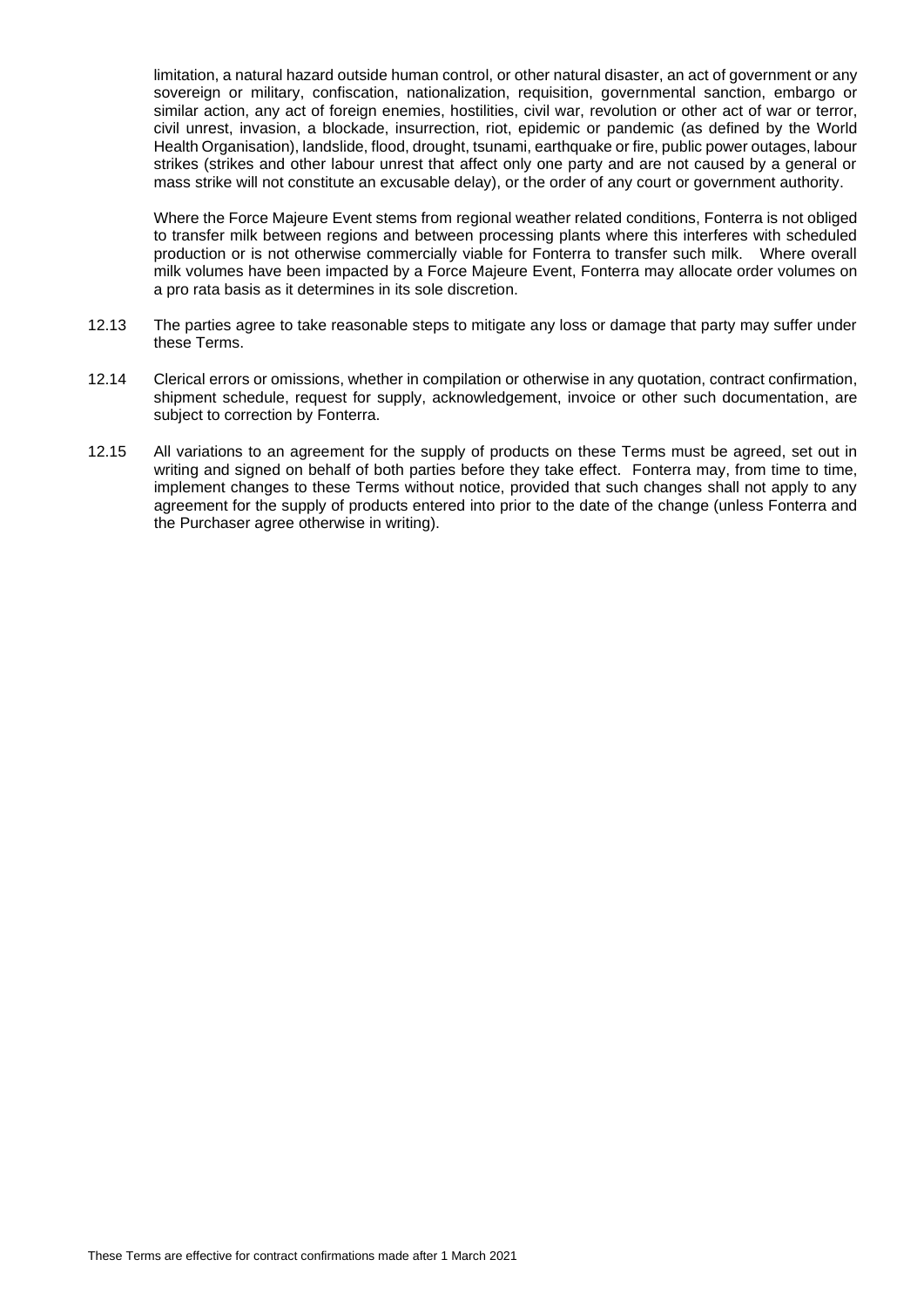limitation, a natural hazard outside human control, or other natural disaster, an act of government or any sovereign or military, confiscation, nationalization, requisition, governmental sanction, embargo or similar action, any act of foreign enemies, hostilities, civil war, revolution or other act of war or terror, civil unrest, invasion, a blockade, insurrection, riot, epidemic or pandemic (as defined by the World Health Organisation), landslide, flood, drought, tsunami, earthquake or fire, public power outages, labour strikes (strikes and other labour unrest that affect only one party and are not caused by a general or mass strike will not constitute an excusable delay), or the order of any court or government authority.

Where the Force Majeure Event stems from regional weather related conditions, Fonterra is not obliged to transfer milk between regions and between processing plants where this interferes with scheduled production or is not otherwise commercially viable for Fonterra to transfer such milk. Where overall milk volumes have been impacted by a Force Majeure Event, Fonterra may allocate order volumes on a pro rata basis as it determines in its sole discretion.

12.13 The parties agree to take reasonable steps to mitigate any loss or damage that party may suffer under these Terms.

12.14 Clerical errors or omissions, whether in compilation or otherwise in any quotation, contract confirmation, shipment schedule, request for supply, acknowledgement, invoice or other such documentation, are subject to correction by Fonterra.

12.15 All variations to an agreement for the supply of products on these Terms must be agreed, set out in writing and signed on behalf of both parties before they take effect. Fonterra may, from time to time, implement changes to these Terms without notice, provided that such changes shall not apply to any agreement for the supply of products entered into prior to the date of the change (unless Fonterra and the Purchaser agree otherwise in writing).

These Terms are effective for contract confirmations made after 1 March 2021